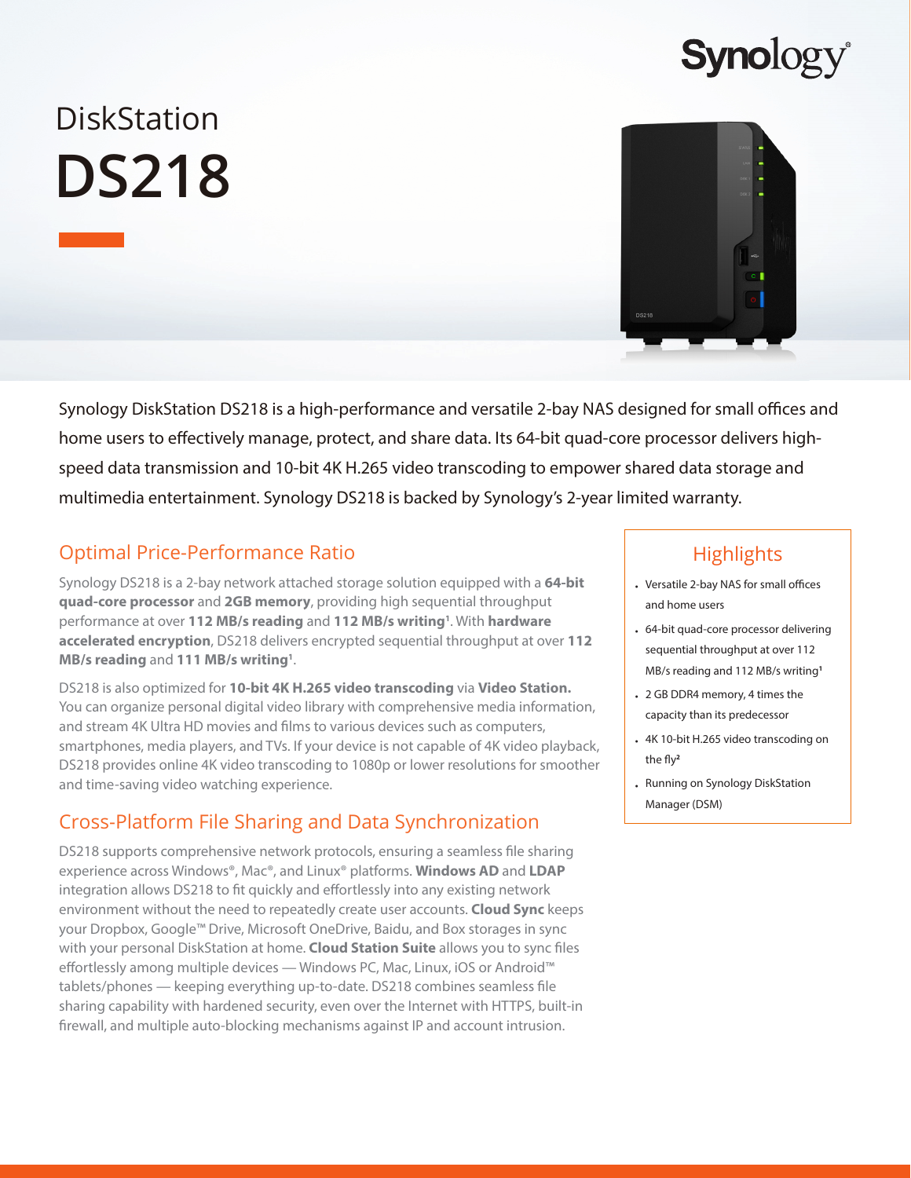Synology

# DiskStation
# DS218

Synology DiskStation DS218 is a high-performance and versatile 2-bay NAS designed for small offices and home users to effectively manage, protect, and share data. Its 64-bit quad-core processor delivers high-speed data transmission and 10-bit 4K H.265 video transcoding to empower shared data storage and multimedia entertainment. Synology DS218 is backed by Synology's 2-year limited warranty.

## Highlights

- Versatile 2-bay NAS for small offices and home users
- 64-bit quad-core processor delivering sequential throughput at over 112 MB/s reading and 112 MB/s writing[1]
- 2 GB DDR4 memory, 4 times the capacity than its predecessor
- 4K 10-bit H.265 video transcoding on the fly[2]
- Running on Synology DiskStation Manager (DSM)

## Optimal Price-Performance Ratio

Synology DS218 is a 2-bay network attached storage solution equipped with a **64-bit quad-core processor** and **2GB memory**, providing high sequential throughput performance at over **112 MB/s reading** and **112 MB/s writing**[1]. With **hardware accelerated encryption**, DS218 delivers encrypted sequential throughput at over **112 MB/s reading** and **111 MB/s writing**[1].

DS218 is also optimized for **10-bit 4K H.265 video transcoding** via **Video Station.** You can organize personal digital video library with comprehensive media information, and stream 4K Ultra HD movies and films to various devices such as computers, smartphones, media players, and TVs. If your device is not capable of 4K video playback, DS218 provides online 4K video transcoding to 1080p or lower resolutions for smoother and time-saving video watching experience.

## Cross-Platform File Sharing and Data Synchronization

DS218 supports comprehensive network protocols, ensuring a seamless file sharing experience across Windows®, Mac®, and Linux® platforms. **Windows AD** and **LDAP** integration allows DS218 to fit quickly and effortlessly into any existing network environment without the need to repeatedly create user accounts. **Cloud Sync** keeps your Dropbox, Google™ Drive, Microsoft OneDrive, Baidu, and Box storages in sync with your personal DiskStation at home. **Cloud Station Suite** allows you to sync files effortlessly among multiple devices — Windows PC, Mac, Linux, iOS or Android™ tablets/phones — keeping everything up-to-date. DS218 combines seamless file sharing capability with hardened security, even over the Internet with HTTPS, built-in firewall, and multiple auto-blocking mechanisms against IP and account intrusion.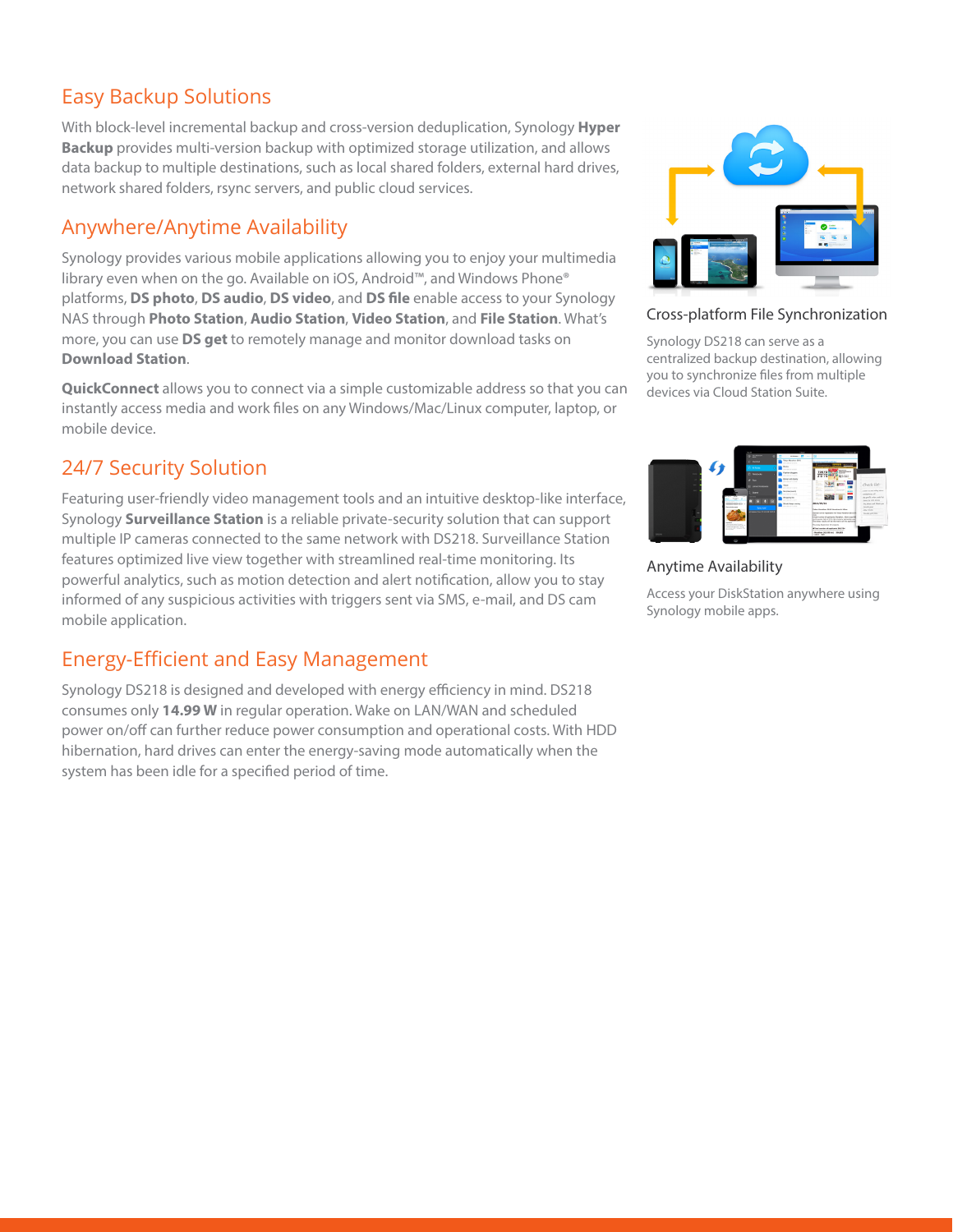## Easy Backup Solutions

With block-level incremental backup and cross-version deduplication, Synology **Hyper Backup** provides multi-version backup with optimized storage utilization, and allows data backup to multiple destinations, such as local shared folders, external hard drives, network shared folders, rsync servers, and public cloud services.

## Anywhere/Anytime Availability

Synology provides various mobile applications allowing you to enjoy your multimedia library even when on the go. Available on iOS, Android™, and Windows Phone® platforms, **DS photo**, **DS audio**, **DS video**, and **DS file** enable access to your Synology NAS through **Photo Station**, **Audio Station**, **Video Station**, and **File Station**. What's more, you can use **DS get** to remotely manage and monitor download tasks on **Download Station**.

**QuickConnect** allows you to connect via a simple customizable address so that you can instantly access media and work files on any Windows/Mac/Linux computer, laptop, or mobile device.

## 24/7 Security Solution

Featuring user-friendly video management tools and an intuitive desktop-like interface, Synology **Surveillance Station** is a reliable private-security solution that can support multiple IP cameras connected to the same network with DS218. Surveillance Station features optimized live view together with streamlined real-time monitoring. Its powerful analytics, such as motion detection and alert notification, allow you to stay informed of any suspicious activities with triggers sent via SMS, e-mail, and DS cam mobile application.

## Energy-Efficient and Easy Management

Synology DS218 is designed and developed with energy efficiency in mind. DS218 consumes only **14.99 W** in regular operation. Wake on LAN/WAN and scheduled power on/off can further reduce power consumption and operational costs. With HDD hibernation, hard drives can enter the energy-saving mode automatically when the system has been idle for a specified period of time.

### Cross-platform File Synchronization

Synology DS218 can serve as a centralized backup destination, allowing you to synchronize files from multiple devices via Cloud Station Suite.

### Anytime Availability

Access your DiskStation anywhere using Synology mobile apps.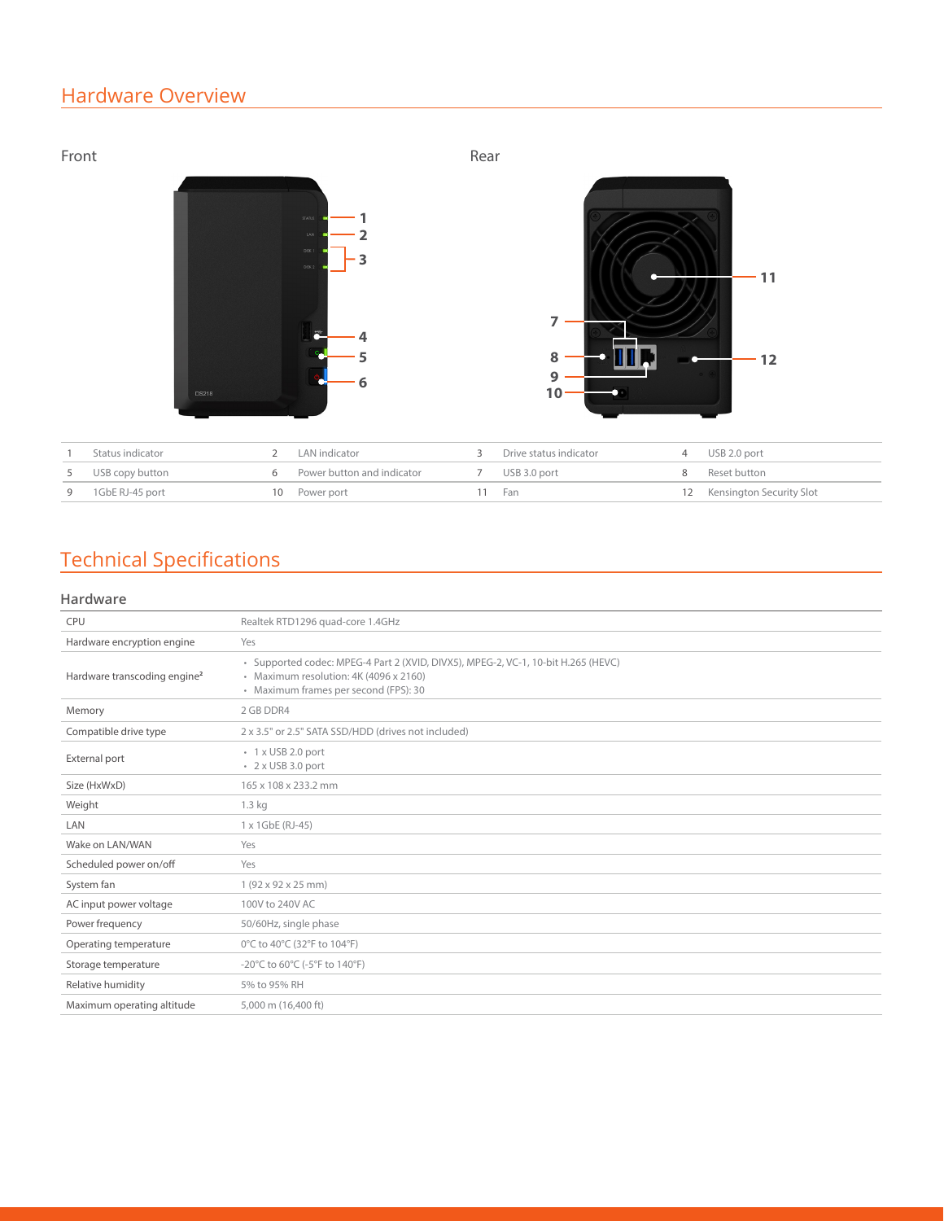## Hardware Overview

Front

Rear

| | | | | | | | |
|---|---|---|---|---|---|---|---|
| 1 | Status indicator | 2 | LAN indicator | 3 | Drive status indicator | 4 | USB 2.0 port |
| 5 | USB copy button | 6 | Power button and indicator | 7 | USB 3.0 port | 8 | Reset button |
| 9 | 1GbE RJ-45 port | 10 | Power port | 11 | Fan | 12 | Kensington Security Slot |

## Technical Specifications

### Hardware

| | |
|---|---|
| CPU | Realtek RTD1296 quad-core 1.4GHz |
| Hardware encryption engine | Yes |
| Hardware transcoding engine[2] | • Supported codec: MPEG-4 Part 2 (XVID, DIVX5), MPEG-2, VC-1, 10-bit H.265 (HEVC)<br>• Maximum resolution: 4K (4096 x 2160)<br>• Maximum frames per second (FPS): 30 |
| Memory | 2 GB DDR4 |
| Compatible drive type | 2 x 3.5" or 2.5" SATA SSD/HDD (drives not included) |
| External port | • 1 x USB 2.0 port<br>• 2 x USB 3.0 port |
| Size (HxWxD) | 165 x 108 x 233.2 mm |
| Weight | 1.3 kg |
| LAN | 1 x 1GbE (RJ-45) |
| Wake on LAN/WAN | Yes |
| Scheduled power on/off | Yes |
| System fan | 1 (92 x 92 x 25 mm) |
| AC input power voltage | 100V to 240V AC |
| Power frequency | 50/60Hz, single phase |
| Operating temperature | 0°C to 40°C (32°F to 104°F) |
| Storage temperature | -20°C to 60°C (-5°F to 140°F) |
| Relative humidity | 5% to 95% RH |
| Maximum operating altitude | 5,000 m (16,400 ft) |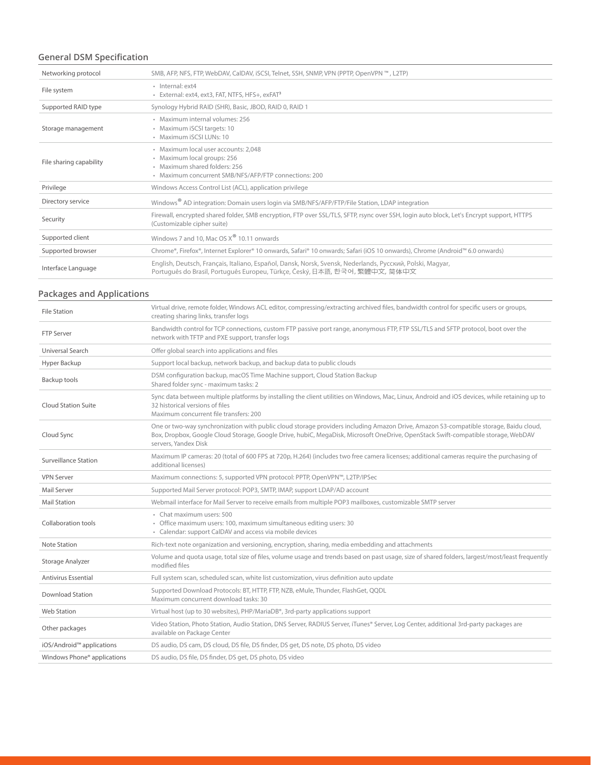## General DSM Specification

| | |
|---|---|
| Networking protocol | SMB, AFP, NFS, FTP, WebDAV, CalDAV, iSCSI, Telnet, SSH, SNMP, VPN (PPTP, OpenVPN ™ , L2TP) |
| File system | • Internal: ext4<br>• External: ext4, ext3, FAT, NTFS, HFS+, exFAT[3] |
| Supported RAID type | Synology Hybrid RAID (SHR), Basic, JBOD, RAID 0, RAID 1 |
| Storage management | • Maximum internal volumes: 256<br>• Maximum iSCSI targets: 10<br>• Maximum iSCSI LUNs: 10 |
| File sharing capability | • Maximum local user accounts: 2,048<br>• Maximum local groups: 256<br>• Maximum shared folders: 256<br>• Maximum concurrent SMB/NFS/AFP/FTP connections: 200 |
| Privilege | Windows Access Control List (ACL), application privilege |
| Directory service | Windows® AD integration: Domain users login via SMB/NFS/AFP/FTP/File Station, LDAP integration |
| Security | Firewall, encrypted shared folder, SMB encryption, FTP over SSL/TLS, SFTP, rsync over SSH, login auto block, Let's Encrypt support, HTTPS (Customizable cipher suite) |
| Supported client | Windows 7 and 10, Mac OS X® 10.11 onwards |
| Supported browser | Chrome®, Firefox®, Internet Explorer® 10 onwards, Safari® 10 onwards; Safari (iOS 10 onwards), Chrome (Android™ 6.0 onwards) |
| Interface Language | English, Deutsch, Français, Italiano, Español, Dansk, Norsk, Svensk, Nederlands, Русский, Polski, Magyar, Português do Brasil, Português Europeu, Türkçe, Český, 日本語, 한국어, 繁體中文, 简体中文 |

## Packages and Applications

| | |
|---|---|
| File Station | Virtual drive, remote folder, Windows ACL editor, compressing/extracting archived files, bandwidth control for specific users or groups, creating sharing links, transfer logs |
| FTP Server | Bandwidth control for TCP connections, custom FTP passive port range, anonymous FTP, FTP SSL/TLS and SFTP protocol, boot over the network with TFTP and PXE support, transfer logs |
| Universal Search | Offer global search into applications and files |
| Hyper Backup | Support local backup, network backup, and backup data to public clouds |
| Backup tools | DSM configuration backup, macOS Time Machine support, Cloud Station Backup<br>Shared folder sync - maximum tasks: 2 |
| Cloud Station Suite | Sync data between multiple platforms by installing the client utilities on Windows, Mac, Linux, Android and iOS devices, while retaining up to 32 historical versions of files<br>Maximum concurrent file transfers: 200 |
| Cloud Sync | One or two-way synchronization with public cloud storage providers including Amazon Drive, Amazon S3-compatible storage, Baidu cloud, Box, Dropbox, Google Cloud Storage, Google Drive, hubiC, MegaDisk, Microsoft OneDrive, OpenStack Swift-compatible storage, WebDAV servers, Yandex Disk |
| Surveillance Station | Maximum IP cameras: 20 (total of 600 FPS at 720p, H.264) (includes two free camera licenses; additional cameras require the purchasing of additional licenses) |
| VPN Server | Maximum connections: 5, supported VPN protocol: PPTP, OpenVPN™, L2TP/IPSec |
| Mail Server | Supported Mail Server protocol: POP3, SMTP, IMAP, support LDAP/AD account |
| Mail Station | Webmail interface for Mail Server to receive emails from multiple POP3 mailboxes, customizable SMTP server |
| Collaboration tools | • Chat maximum users: 500<br>• Office maximum users: 100, maximum simultaneous editing users: 30<br>• Calendar: support CalDAV and access via mobile devices |
| Note Station | Rich-text note organization and versioning, encryption, sharing, media embedding and attachments |
| Storage Analyzer | Volume and quota usage, total size of files, volume usage and trends based on past usage, size of shared folders, largest/most/least frequently modified files |
| Antivirus Essential | Full system scan, scheduled scan, white list customization, virus definition auto update |
| Download Station | Supported Download Protocols: BT, HTTP, FTP, NZB, eMule, Thunder, FlashGet, QQDL<br>Maximum concurrent download tasks: 30 |
| Web Station | Virtual host (up to 30 websites), PHP/MariaDB®, 3rd-party applications support |
| Other packages | Video Station, Photo Station, Audio Station, DNS Server, RADIUS Server, iTunes® Server, Log Center, additional 3rd-party packages are available on Package Center |
| iOS/Android™ applications | DS audio, DS cam, DS cloud, DS file, DS finder, DS get, DS note, DS photo, DS video |
| Windows Phone® applications | DS audio, DS file, DS finder, DS get, DS photo, DS video |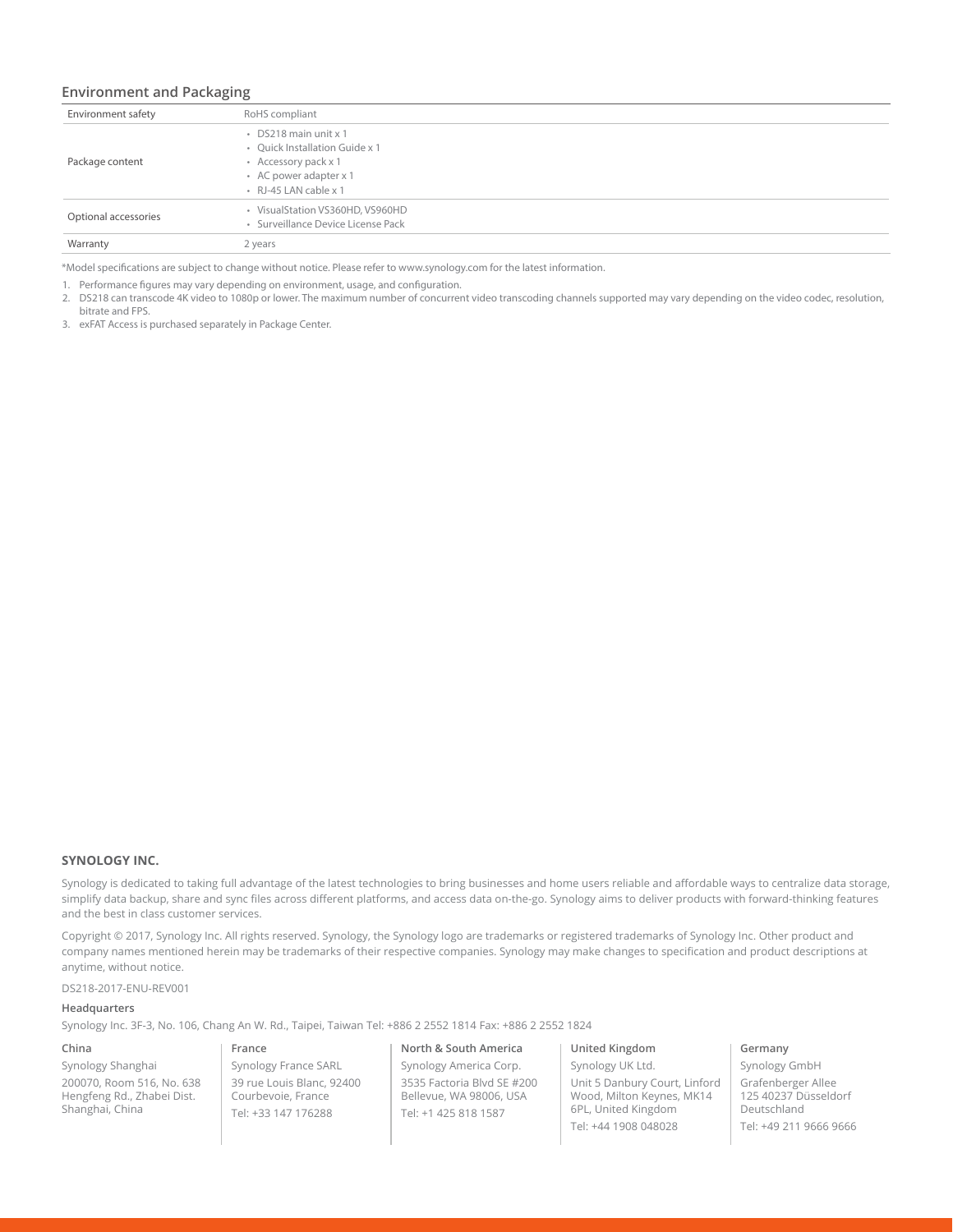## Environment and Packaging

| | |
|---|---|
| Environment safety | RoHS compliant |
| Package content | • DS218 main unit x 1<br>• Quick Installation Guide x 1<br>• Accessory pack x 1<br>• AC power adapter x 1<br>• RJ-45 LAN cable x 1 |
| Optional accessories | • VisualStation VS360HD, VS960HD<br>• Surveillance Device License Pack |
| Warranty | 2 years |

*Model specifications are subject to change without notice. Please refer to www.synology.com for the latest information.

1. Performance figures may vary depending on environment, usage, and configuration.
2. DS218 can transcode 4K video to 1080p or lower. The maximum number of concurrent video transcoding channels supported may vary depending on the video codec, resolution, bitrate and FPS.
3. exFAT Access is purchased separately in Package Center.

**SYNOLOGY INC.**

Synology is dedicated to taking full advantage of the latest technologies to bring businesses and home users reliable and affordable ways to centralize data storage, simplify data backup, share and sync files across different platforms, and access data on-the-go. Synology aims to deliver products with forward-thinking features and the best in class customer services.

Copyright © 2017, Synology Inc. All rights reserved. Synology, the Synology logo are trademarks or registered trademarks of Synology Inc. Other product and company names mentioned herein may be trademarks of their respective companies. Synology may make changes to specification and product descriptions at anytime, without notice.

DS218-2017-ENU-REV001

**Headquarters**

Synology Inc. 3F-3, No. 106, Chang An W. Rd., Taipei, Taiwan Tel: +886 2 2552 1814 Fax: +886 2 2552 1824

**China**

Synology Shanghai

200070, Room 516, No. 638 Hengfeng Rd., Zhabei Dist. Shanghai, China

**France**

Synology France SARL

39 rue Louis Blanc, 92400 Courbevoie, France

Tel: +33 147 176288

**North & South America**

Synology America Corp.

3535 Factoria Blvd SE #200 Bellevue, WA 98006, USA

Tel: +1 425 818 1587

**United Kingdom**

Synology UK Ltd.

Unit 5 Danbury Court, Linford Wood, Milton Keynes, MK14 6PL, United Kingdom

Tel: +44 1908 048028

**Germany**

Synology GmbH

Grafenberger Allee 125 40237 Düsseldorf Deutschland

Tel: +49 211 9666 9666